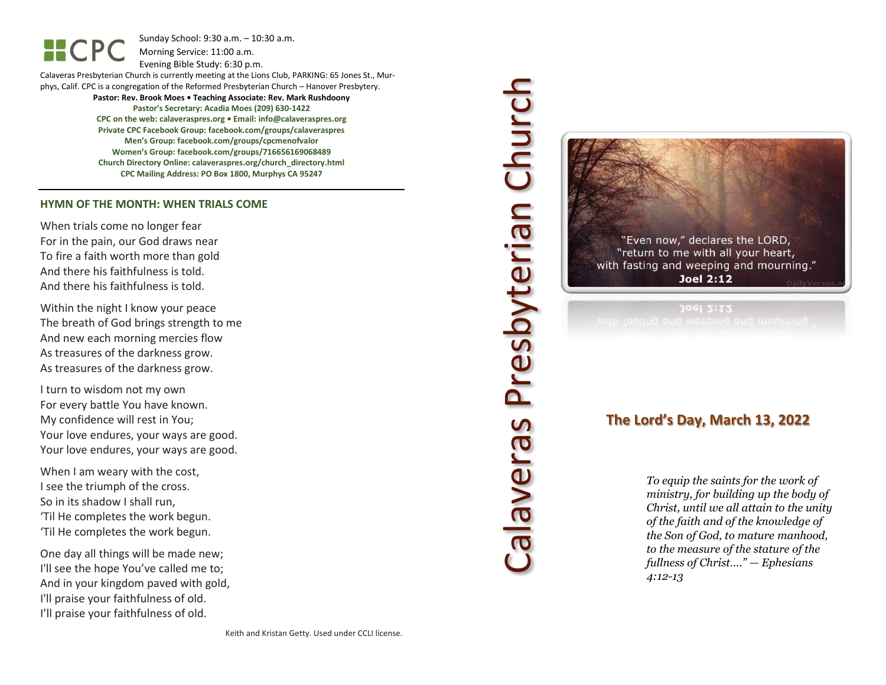CPC

Sunday School: 9:30 a.m. – 10:30 a.m.
Morning Service: 11:00 a.m.
Evening Bible Study: 6:30 p.m.

Calaveras Presbyterian Church is currently meeting at the Lions Club, PARKING: 65 Jones St., Murphys, Calif. CPC is a congregation of the Reformed Presbyterian Church – Hanover Presbytery.

**Pastor: Rev. Brook Moes • Teaching Associate: Rev. Mark Rushdoony**
**Pastor's Secretary: Acadia Moes (209) 630-1422**
**CPC on the web: calaverspres.org • Email: info@calaveraspres.org**
**Private CPC Facebook Group: facebook.com/groups/calaveraspres**
**Men's Group: facebook.com/groups/cpcmenofvalor**
**Women's Group: facebook.com/groups/716656169068489**
**Church Directory Online: calaveraspres.org/church_directory.html**
**CPC Mailing Address: PO Box 1800, Murphys CA 95247**

## HYMN OF THE MONTH: WHEN TRIALS COME

When trials come no longer fear
For in the pain, our God draws near
To fire a faith worth more than gold
And there his faithfulness is told.
And there his faithfulness is told.

Within the night I know your peace
The breath of God brings strength to me
And new each morning mercies flow
As treasures of the darkness grow.
As treasures of the darkness grow.

I turn to wisdom not my own
For every battle You have known.
My confidence will rest in You;
Your love endures, your ways are good.
Your love endures, your ways are good.

When I am weary with the cost,
I see the triumph of the cross.
So in its shadow I shall run,
'Til He completes the work begun.
'Til He completes the work begun.

One day all things will be made new;
I'll see the hope You've called me to;
And in your kingdom paved with gold,
I'll praise your faithfulness of old.
I'll praise your faithfulness of old.

Keith and Kristan Getty. Used under CCLI license.

# Calaveras Presbyterian Church

"Even now," declares the LORD,
"return to me with all your heart,
with fasting and weeping and mourning."
**Joel 2:12**

## The Lord's Day, March 13, 2022

*To equip the saints for the work of ministry, for building up the body of Christ, until we all attain to the unity of the faith and of the knowledge of the Son of God, to mature manhood, to the measure of the stature of the fullness of Christ…." — Ephesians 4:12-13*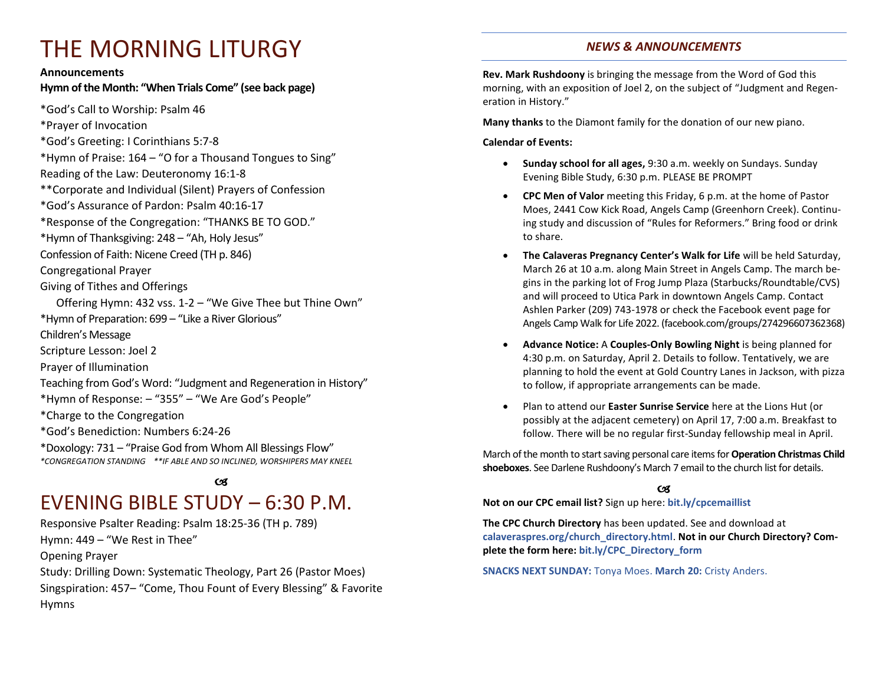# THE MORNING LITURGY

**Announcements**

**Hymn of the Month: "When Trials Come" (see back page)**

*God's Call to Worship: Psalm 46
*Prayer of Invocation
*God's Greeting: I Corinthians 5:7-8
*Hymn of Praise: 164 – "O for a Thousand Tongues to Sing"
Reading of the Law: Deuteronomy 16:1-8
**Corporate and Individual (Silent) Prayers of Confession
*God's Assurance of Pardon: Psalm 40:16-17
*Response of the Congregation: "THANKS BE TO GOD."
*Hymn of Thanksgiving: 248 – "Ah, Holy Jesus"
Confession of Faith: Nicene Creed (TH p. 846)
Congregational Prayer
Giving of Tithes and Offerings
 Offering Hymn: 432 vss. 1-2 – "We Give Thee but Thine Own"
*Hymn of Preparation: 699 – "Like a River Glorious"
Children's Message
Scripture Lesson: Joel 2
Prayer of Illumination
Teaching from God's Word: "Judgment and Regeneration in History"
*Hymn of Response: – "355" – "We Are God's People"
*Charge to the Congregation
*God's Benediction: Numbers 6:24-26
*Doxology: 731 – "Praise God from Whom All Blessings Flow"

*\*CONGREGATION STANDING   \*\*IF ABLE AND SO INCLINED, WORSHIPERS MAY KNEEL*

☙

# EVENING BIBLE STUDY – 6:30 P.M.

Responsive Psalter Reading: Psalm 18:25-36 (TH p. 789)
Hymn: 449 – "We Rest in Thee"
Opening Prayer
Study: Drilling Down: Systematic Theology, Part 26 (Pastor Moes)
Singspiration: 457– "Come, Thou Fount of Every Blessing" & Favorite Hymns

## *NEWS & ANNOUNCEMENTS*

**Rev. Mark Rushdoony** is bringing the message from the Word of God this morning, with an exposition of Joel 2, on the subject of "Judgment and Regeneration in History."

**Many thanks** to the Diamont family for the donation of our new piano.

**Calendar of Events:**

- **Sunday school for all ages,** 9:30 a.m. weekly on Sundays. Sunday Evening Bible Study, 6:30 p.m. PLEASE BE PROMPT
- **CPC Men of Valor** meeting this Friday, 6 p.m. at the home of Pastor Moes, 2441 Cow Kick Road, Angels Camp (Greenhorn Creek). Continuing study and discussion of "Rules for Reformers." Bring food or drink to share.
- **The Calaveras Pregnancy Center's Walk for Life** will be held Saturday, March 26 at 10 a.m. along Main Street in Angels Camp. The march begins in the parking lot of Frog Jump Plaza (Starbucks/Roundtable/CVS) and will proceed to Utica Park in downtown Angels Camp. Contact Ashlen Parker (209) 743-1978 or check the Facebook event page for Angels Camp Walk for Life 2022. (facebook.com/groups/274296607362368)
- **Advance Notice:** A **Couples-Only Bowling Night** is being planned for 4:30 p.m. on Saturday, April 2. Details to follow. Tentatively, we are planning to hold the event at Gold Country Lanes in Jackson, with pizza to follow, if appropriate arrangements can be made.
- Plan to attend our **Easter Sunrise Service** here at the Lions Hut (or possibly at the adjacent cemetery) on April 17, 7:00 a.m. Breakfast to follow. There will be no regular first-Sunday fellowship meal in April.

March of the month to start saving personal care items for **Operation Christmas Child shoeboxes**. See Darlene Rushdoony's March 7 email to the church list for details.

☙

**Not on our CPC email list?** Sign up here: **bit.ly/cpcemaillist**

**The CPC Church Directory** has been updated. See and download at **calaveraspres.org/church_directory.html**. **Not in our Church Directory? Complete the form here: bit.ly/CPC_Directory_form**

**SNACKS NEXT SUNDAY:** Tonya Moes. **March 20:** Cristy Anders.